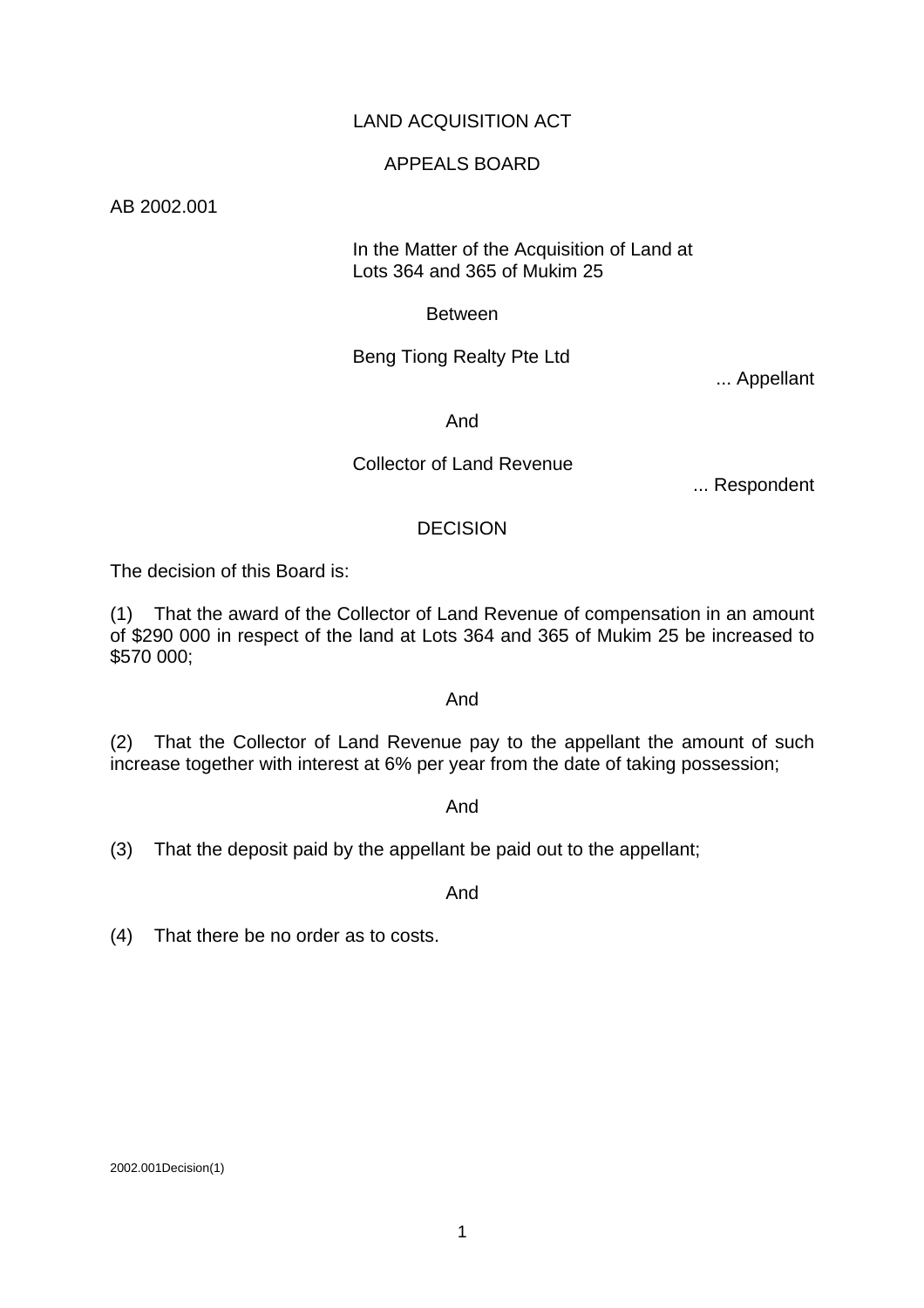LAND ACQUISITION ACT

APPEALS BOARD

AB 2002.001

In the Matter of the Acquisition of Land at
Lots 364 and 365 of Mukim 25

Between

Beng Tiong Realty Pte Ltd

... Appellant

And

Collector of Land Revenue

... Respondent

DECISION

The decision of this Board is:

(1) That the award of the Collector of Land Revenue of compensation in an amount of $290 000 in respect of the land at Lots 364 and 365 of Mukim 25 be increased to $570 000;

And

(2) That the Collector of Land Revenue pay to the appellant the amount of such increase together with interest at 6% per year from the date of taking possession;

And

(3) That the deposit paid by the appellant be paid out to the appellant;

And

(4) That there be no order as to costs.

2002.001Decision(1)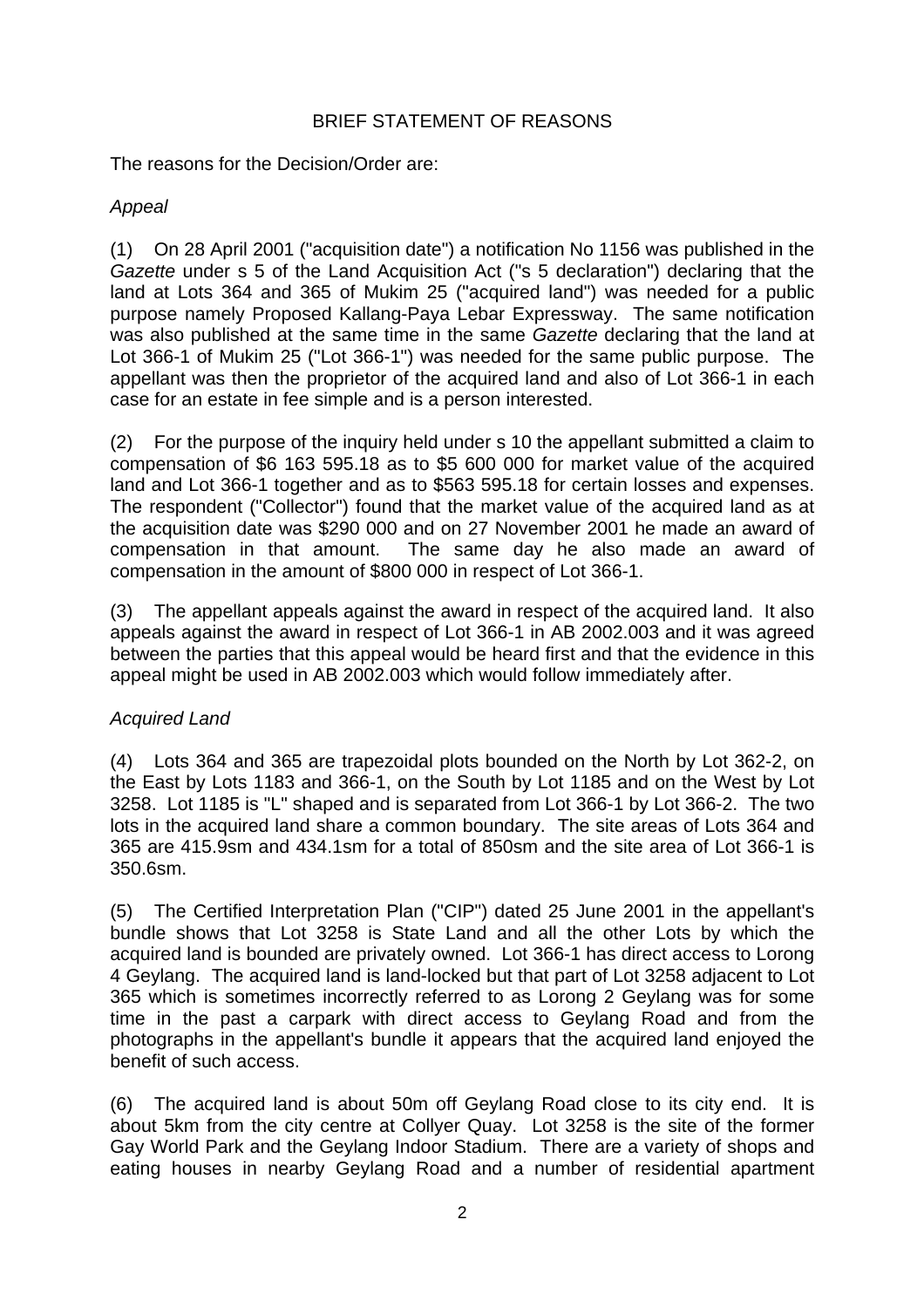## BRIEF STATEMENT OF REASONS

The reasons for the Decision/Order are:

*Appeal*

(1) On 28 April 2001 ("acquisition date") a notification No 1156 was published in the *Gazette* under s 5 of the Land Acquisition Act ("s 5 declaration") declaring that the land at Lots 364 and 365 of Mukim 25 ("acquired land") was needed for a public purpose namely Proposed Kallang-Paya Lebar Expressway. The same notification was also published at the same time in the same *Gazette* declaring that the land at Lot 366-1 of Mukim 25 ("Lot 366-1") was needed for the same public purpose. The appellant was then the proprietor of the acquired land and also of Lot 366-1 in each case for an estate in fee simple and is a person interested.

(2) For the purpose of the inquiry held under s 10 the appellant submitted a claim to compensation of $6 163 595.18 as to $5 600 000 for market value of the acquired land and Lot 366-1 together and as to $563 595.18 for certain losses and expenses. The respondent ("Collector") found that the market value of the acquired land as at the acquisition date was $290 000 and on 27 November 2001 he made an award of compensation in that amount. The same day he also made an award of compensation in the amount of $800 000 in respect of Lot 366-1.

(3) The appellant appeals against the award in respect of the acquired land. It also appeals against the award in respect of Lot 366-1 in AB 2002.003 and it was agreed between the parties that this appeal would be heard first and that the evidence in this appeal might be used in AB 2002.003 which would follow immediately after.

*Acquired Land*

(4) Lots 364 and 365 are trapezoidal plots bounded on the North by Lot 362-2, on the East by Lots 1183 and 366-1, on the South by Lot 1185 and on the West by Lot 3258. Lot 1185 is "L" shaped and is separated from Lot 366-1 by Lot 366-2. The two lots in the acquired land share a common boundary. The site areas of Lots 364 and 365 are 415.9sm and 434.1sm for a total of 850sm and the site area of Lot 366-1 is 350.6sm.

(5) The Certified Interpretation Plan ("CIP") dated 25 June 2001 in the appellant's bundle shows that Lot 3258 is State Land and all the other Lots by which the acquired land is bounded are privately owned. Lot 366-1 has direct access to Lorong 4 Geylang. The acquired land is land-locked but that part of Lot 3258 adjacent to Lot 365 which is sometimes incorrectly referred to as Lorong 2 Geylang was for some time in the past a carpark with direct access to Geylang Road and from the photographs in the appellant's bundle it appears that the acquired land enjoyed the benefit of such access.

(6) The acquired land is about 50m off Geylang Road close to its city end. It is about 5km from the city centre at Collyer Quay. Lot 3258 is the site of the former Gay World Park and the Geylang Indoor Stadium. There are a variety of shops and eating houses in nearby Geylang Road and a number of residential apartment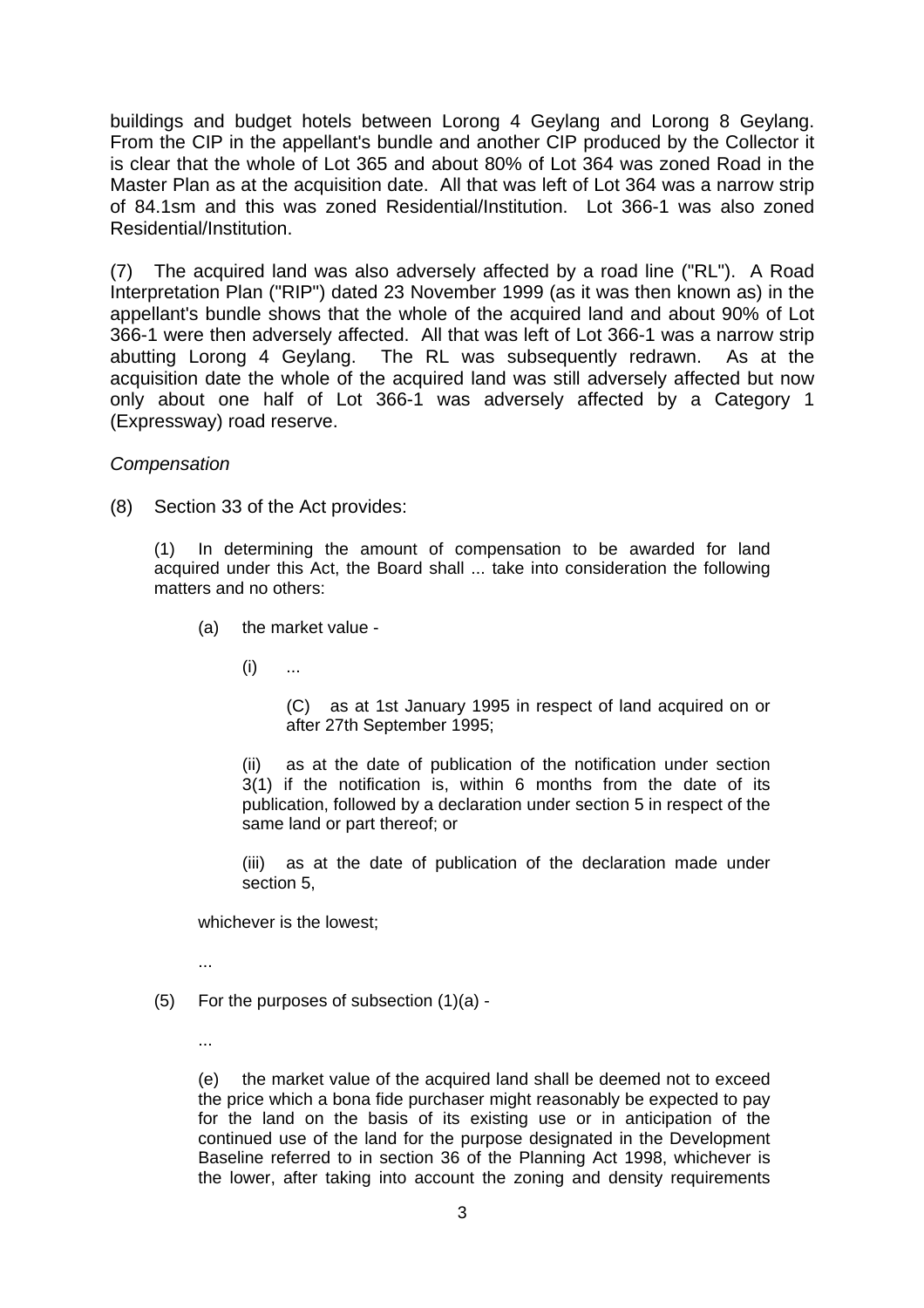buildings and budget hotels between Lorong 4 Geylang and Lorong 8 Geylang. From the CIP in the appellant's bundle and another CIP produced by the Collector it is clear that the whole of Lot 365 and about 80% of Lot 364 was zoned Road in the Master Plan as at the acquisition date. All that was left of Lot 364 was a narrow strip of 84.1sm and this was zoned Residential/Institution. Lot 366-1 was also zoned Residential/Institution.

(7) The acquired land was also adversely affected by a road line ("RL"). A Road Interpretation Plan ("RIP") dated 23 November 1999 (as it was then known as) in the appellant's bundle shows that the whole of the acquired land and about 90% of Lot 366-1 were then adversely affected. All that was left of Lot 366-1 was a narrow strip abutting Lorong 4 Geylang. The RL was subsequently redrawn. As at the acquisition date the whole of the acquired land was still adversely affected but now only about one half of Lot 366-1 was adversely affected by a Category 1 (Expressway) road reserve.

*Compensation*

(8) Section 33 of the Act provides:

> (1) In determining the amount of compensation to be awarded for land acquired under this Act, the Board shall ... take into consideration the following matters and no others:
>
> (a) the market value -
>
> (i) ...
>
> (C) as at 1st January 1995 in respect of land acquired on or after 27th September 1995;
>
> (ii) as at the date of publication of the notification under section 3(1) if the notification is, within 6 months from the date of its publication, followed by a declaration under section 5 in respect of the same land or part thereof; or
>
> (iii) as at the date of publication of the declaration made under section 5,
>
> whichever is the lowest;
>
> ...
>
> (5) For the purposes of subsection (1)(a) -
>
> ...
>
> (e) the market value of the acquired land shall be deemed not to exceed the price which a bona fide purchaser might reasonably be expected to pay for the land on the basis of its existing use or in anticipation of the continued use of the land for the purpose designated in the Development Baseline referred to in section 36 of the Planning Act 1998, whichever is the lower, after taking into account the zoning and density requirements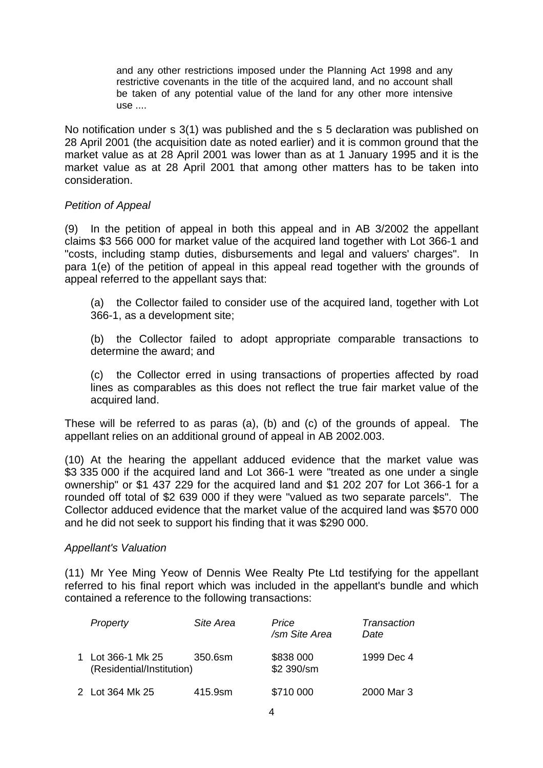> and any other restrictions imposed under the Planning Act 1998 and any restrictive covenants in the title of the acquired land, and no account shall be taken of any potential value of the land for any other more intensive use ....

No notification under s 3(1) was published and the s 5 declaration was published on 28 April 2001 (the acquisition date as noted earlier) and it is common ground that the market value as at 28 April 2001 was lower than as at 1 January 1995 and it is the market value as at 28 April 2001 that among other matters has to be taken into consideration.

*Petition of Appeal*

(9) In the petition of appeal in both this appeal and in AB 3/2002 the appellant claims $3 566 000 for market value of the acquired land together with Lot 366-1 and "costs, including stamp duties, disbursements and legal and valuers' charges". In para 1(e) of the petition of appeal in this appeal read together with the grounds of appeal referred to the appellant says that:

> (a) the Collector failed to consider use of the acquired land, together with Lot 366-1, as a development site;
>
> (b) the Collector failed to adopt appropriate comparable transactions to determine the award; and
>
> (c) the Collector erred in using transactions of properties affected by road lines as comparables as this does not reflect the true fair market value of the acquired land.

These will be referred to as paras (a), (b) and (c) of the grounds of appeal. The appellant relies on an additional ground of appeal in AB 2002.003.

(10) At the hearing the appellant adduced evidence that the market value was $3 335 000 if the acquired land and Lot 366-1 were "treated as one under a single ownership" or $1 437 229 for the acquired land and $1 202 207 for Lot 366-1 for a rounded off total of $2 639 000 if they were "valued as two separate parcels". The Collector adduced evidence that the market value of the acquired land was $570 000 and he did not seek to support his finding that it was $290 000.

*Appellant's Valuation*

(11) Mr Yee Ming Yeow of Dennis Wee Realty Pte Ltd testifying for the appellant referred to his final report which was included in the appellant's bundle and which contained a reference to the following transactions:

| | *Property* | *Site Area* | *Price /sm Site Area* | *Transaction Date* |
|---|---|---|---|---|
| 1 | Lot 366-1 Mk 25 (Residential/Institution) | 350.6sm | $838 000<br>$2 390/sm | 1999 Dec 4 |
| 2 | Lot 364 Mk 25 | 415.9sm | $710 000 | 2000 Mar 3 |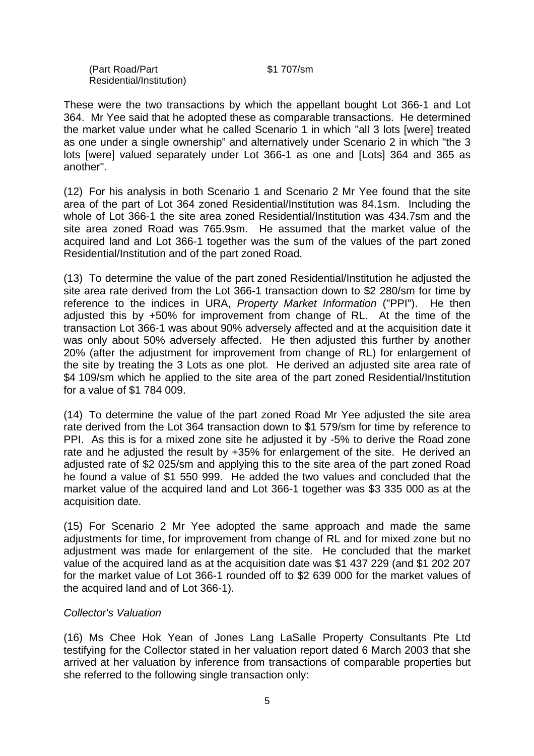| (Part Road/Part Residential/Institution) | $1 707/sm |
|---|---|

These were the two transactions by which the appellant bought Lot 366-1 and Lot 364. Mr Yee said that he adopted these as comparable transactions. He determined the market value under what he called Scenario 1 in which "all 3 lots [were] treated as one under a single ownership" and alternatively under Scenario 2 in which "the 3 lots [were] valued separately under Lot 366-1 as one and [Lots] 364 and 365 as another".

(12) For his analysis in both Scenario 1 and Scenario 2 Mr Yee found that the site area of the part of Lot 364 zoned Residential/Institution was 84.1sm. Including the whole of Lot 366-1 the site area zoned Residential/Institution was 434.7sm and the site area zoned Road was 765.9sm. He assumed that the market value of the acquired land and Lot 366-1 together was the sum of the values of the part zoned Residential/Institution and of the part zoned Road.

(13) To determine the value of the part zoned Residential/Institution he adjusted the site area rate derived from the Lot 366-1 transaction down to $2 280/sm for time by reference to the indices in URA, *Property Market Information* ("PPI"). He then adjusted this by +50% for improvement from change of RL. At the time of the transaction Lot 366-1 was about 90% adversely affected and at the acquisition date it was only about 50% adversely affected. He then adjusted this further by another 20% (after the adjustment for improvement from change of RL) for enlargement of the site by treating the 3 Lots as one plot. He derived an adjusted site area rate of $4 109/sm which he applied to the site area of the part zoned Residential/Institution for a value of $1 784 009.

(14) To determine the value of the part zoned Road Mr Yee adjusted the site area rate derived from the Lot 364 transaction down to $1 579/sm for time by reference to PPI. As this is for a mixed zone site he adjusted it by -5% to derive the Road zone rate and he adjusted the result by +35% for enlargement of the site. He derived an adjusted rate of $2 025/sm and applying this to the site area of the part zoned Road he found a value of $1 550 999. He added the two values and concluded that the market value of the acquired land and Lot 366-1 together was $3 335 000 as at the acquisition date.

(15) For Scenario 2 Mr Yee adopted the same approach and made the same adjustments for time, for improvement from change of RL and for mixed zone but no adjustment was made for enlargement of the site. He concluded that the market value of the acquired land as at the acquisition date was $1 437 229 (and $1 202 207 for the market value of Lot 366-1 rounded off to $2 639 000 for the market values of the acquired land and of Lot 366-1).

*Collector's Valuation*

(16) Ms Chee Hok Yean of Jones Lang LaSalle Property Consultants Pte Ltd testifying for the Collector stated in her valuation report dated 6 March 2003 that she arrived at her valuation by inference from transactions of comparable properties but she referred to the following single transaction only: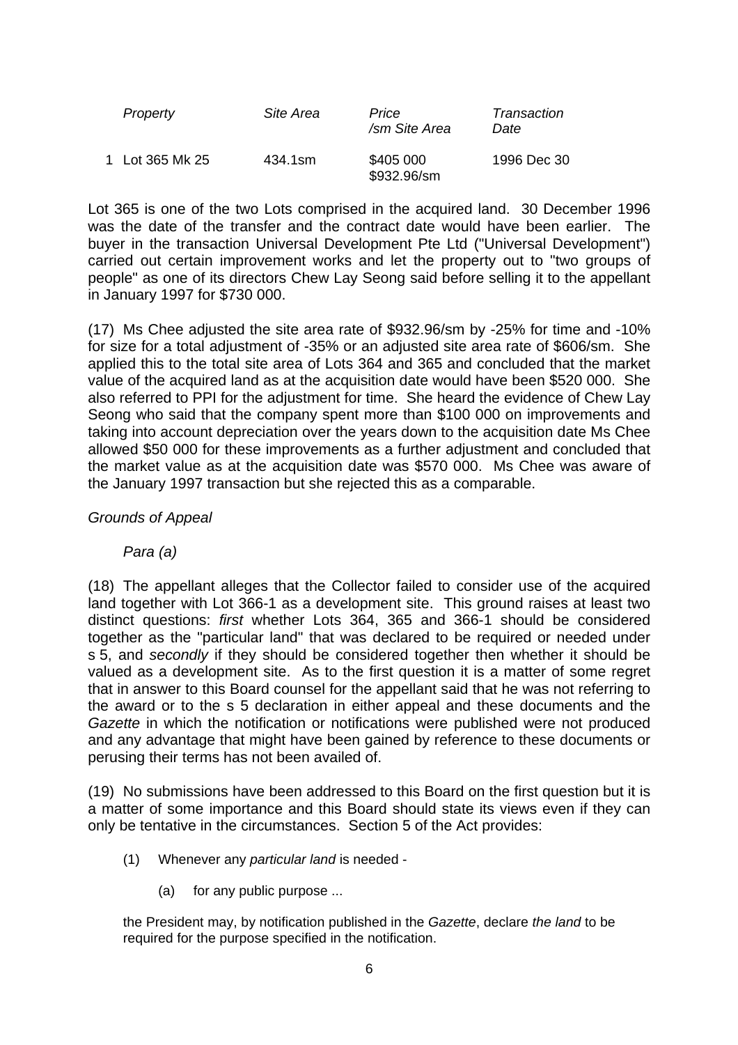| | *Property* | *Site Area* | *Price /sm Site Area* | *Transaction Date* |
|---|---|---|---|---|
| 1 | Lot 365 Mk 25 | 434.1sm | \$405 000 \$932.96/sm | 1996 Dec 30 |

Lot 365 is one of the two Lots comprised in the acquired land. 30 December 1996 was the date of the transfer and the contract date would have been earlier. The buyer in the transaction Universal Development Pte Ltd ("Universal Development") carried out certain improvement works and let the property out to "two groups of people" as one of its directors Chew Lay Seong said before selling it to the appellant in January 1997 for \$730 000.

(17) Ms Chee adjusted the site area rate of \$932.96/sm by -25% for time and -10% for size for a total adjustment of -35% or an adjusted site area rate of \$606/sm. She applied this to the total site area of Lots 364 and 365 and concluded that the market value of the acquired land as at the acquisition date would have been \$520 000. She also referred to PPI for the adjustment for time. She heard the evidence of Chew Lay Seong who said that the company spent more than \$100 000 on improvements and taking into account depreciation over the years down to the acquisition date Ms Chee allowed \$50 000 for these improvements as a further adjustment and concluded that the market value as at the acquisition date was \$570 000. Ms Chee was aware of the January 1997 transaction but she rejected this as a comparable.

*Grounds of Appeal*

*Para (a)*

(18) The appellant alleges that the Collector failed to consider use of the acquired land together with Lot 366-1 as a development site. This ground raises at least two distinct questions: *first* whether Lots 364, 365 and 366-1 should be considered together as the "particular land" that was declared to be required or needed under s 5, and *secondly* if they should be considered together then whether it should be valued as a development site. As to the first question it is a matter of some regret that in answer to this Board counsel for the appellant said that he was not referring to the award or to the s 5 declaration in either appeal and these documents and the *Gazette* in which the notification or notifications were published were not produced and any advantage that might have been gained by reference to these documents or perusing their terms has not been availed of.

(19) No submissions have been addressed to this Board on the first question but it is a matter of some importance and this Board should state its views even if they can only be tentative in the circumstances. Section 5 of the Act provides:

> (1) Whenever any *particular land* is needed -
>
> (a) for any public purpose ...
>
> the President may, by notification published in the *Gazette*, declare *the land* to be required for the purpose specified in the notification.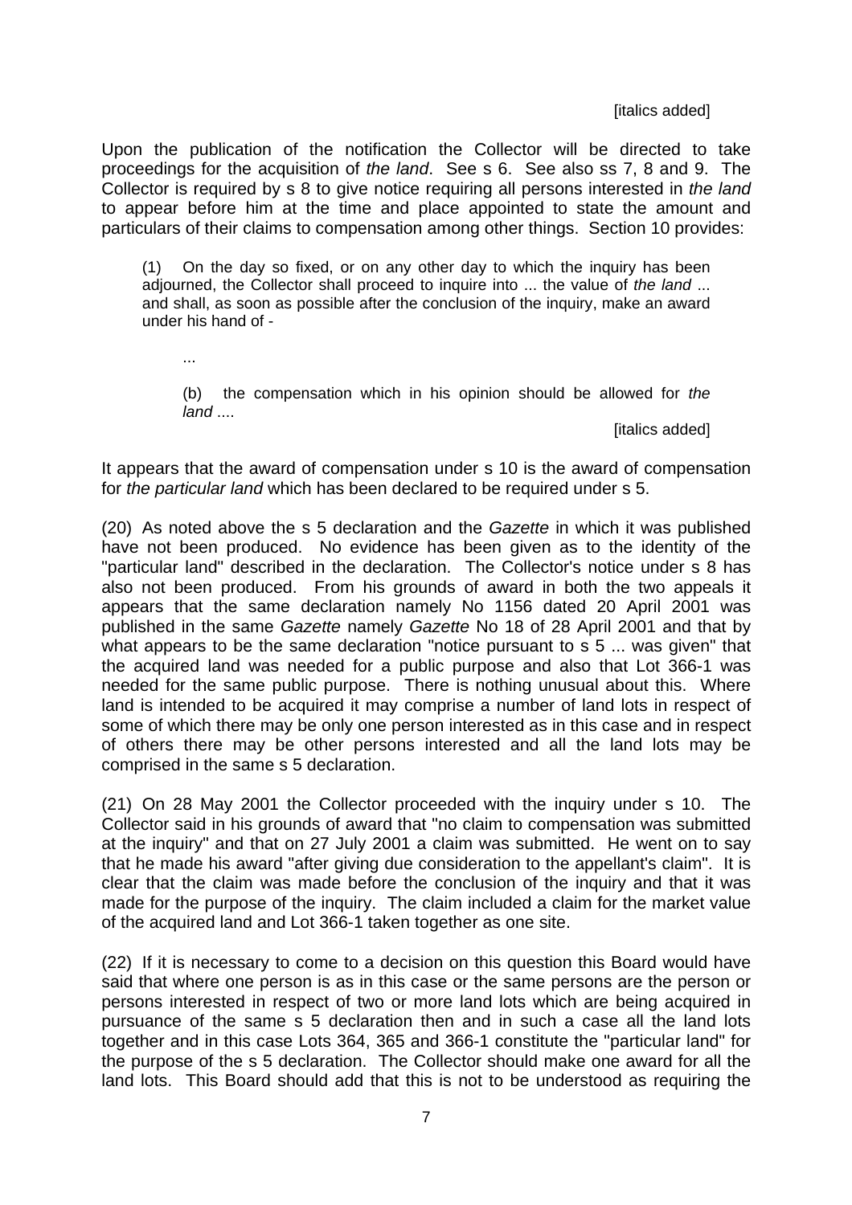[italics added]

Upon the publication of the notification the Collector will be directed to take proceedings for the acquisition of *the land*. See s 6. See also ss 7, 8 and 9. The Collector is required by s 8 to give notice requiring all persons interested in *the land* to appear before him at the time and place appointed to state the amount and particulars of their claims to compensation among other things. Section 10 provides:

> (1) On the day so fixed, or on any other day to which the inquiry has been adjourned, the Collector shall proceed to inquire into ... the value of *the land* ... and shall, as soon as possible after the conclusion of the inquiry, make an award under his hand of -
>
> ...
>
> (b) the compensation which in his opinion should be allowed for *the land* ....
>
> [italics added]

It appears that the award of compensation under s 10 is the award of compensation for *the particular land* which has been declared to be required under s 5.

(20) As noted above the s 5 declaration and the *Gazette* in which it was published have not been produced. No evidence has been given as to the identity of the "particular land" described in the declaration. The Collector's notice under s 8 has also not been produced. From his grounds of award in both the two appeals it appears that the same declaration namely No 1156 dated 20 April 2001 was published in the same *Gazette* namely *Gazette* No 18 of 28 April 2001 and that by what appears to be the same declaration "notice pursuant to s 5 ... was given" that the acquired land was needed for a public purpose and also that Lot 366-1 was needed for the same public purpose. There is nothing unusual about this. Where land is intended to be acquired it may comprise a number of land lots in respect of some of which there may be only one person interested as in this case and in respect of others there may be other persons interested and all the land lots may be comprised in the same s 5 declaration.

(21) On 28 May 2001 the Collector proceeded with the inquiry under s 10. The Collector said in his grounds of award that "no claim to compensation was submitted at the inquiry" and that on 27 July 2001 a claim was submitted. He went on to say that he made his award "after giving due consideration to the appellant's claim". It is clear that the claim was made before the conclusion of the inquiry and that it was made for the purpose of the inquiry. The claim included a claim for the market value of the acquired land and Lot 366-1 taken together as one site.

(22) If it is necessary to come to a decision on this question this Board would have said that where one person is as in this case or the same persons are the person or persons interested in respect of two or more land lots which are being acquired in pursuance of the same s 5 declaration then and in such a case all the land lots together and in this case Lots 364, 365 and 366-1 constitute the "particular land" for the purpose of the s 5 declaration. The Collector should make one award for all the land lots. This Board should add that this is not to be understood as requiring the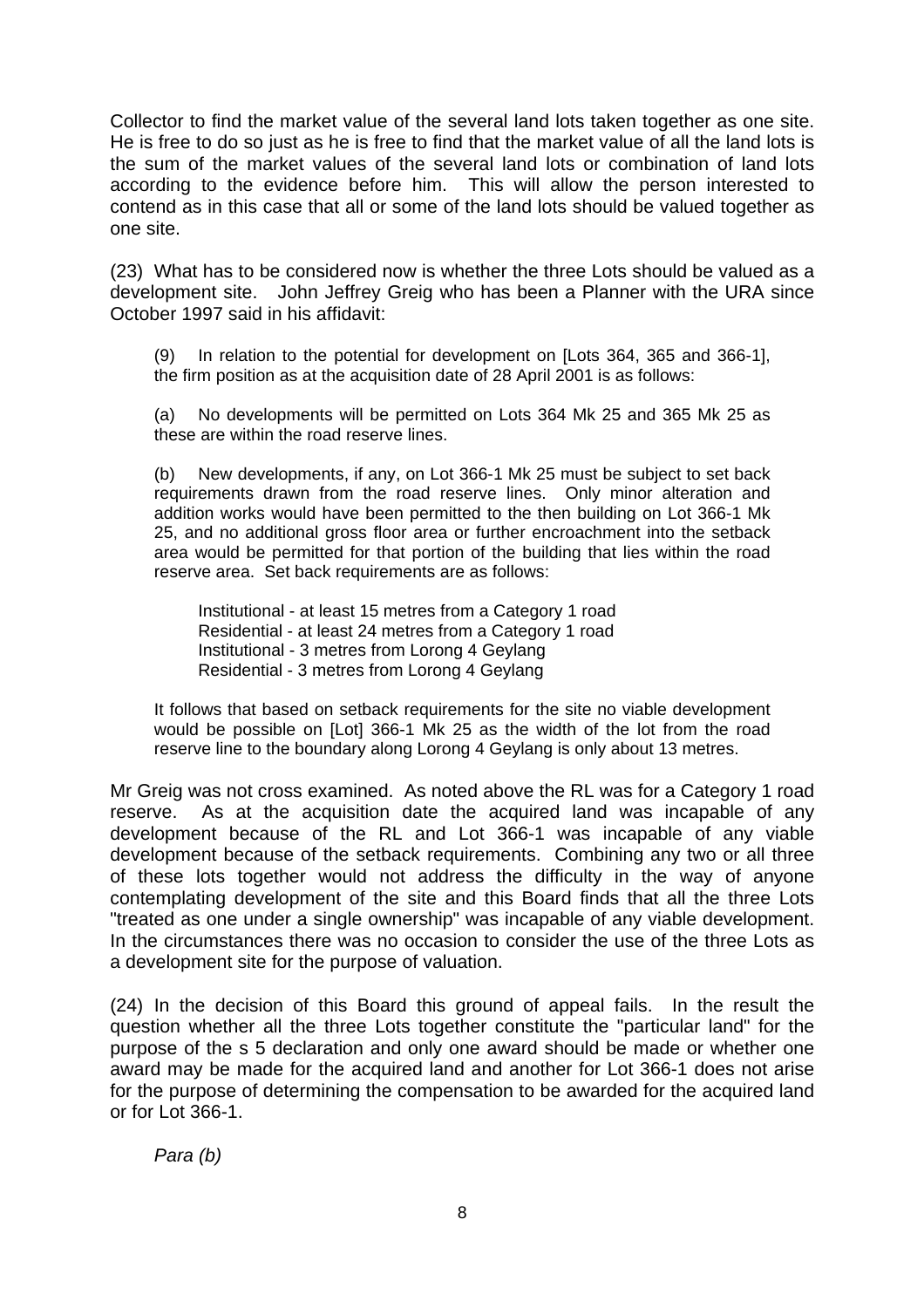Collector to find the market value of the several land lots taken together as one site. He is free to do so just as he is free to find that the market value of all the land lots is the sum of the market values of the several land lots or combination of land lots according to the evidence before him. This will allow the person interested to contend as in this case that all or some of the land lots should be valued together as one site.

(23) What has to be considered now is whether the three Lots should be valued as a development site. John Jeffrey Greig who has been a Planner with the URA since October 1997 said in his affidavit:

> (9) In relation to the potential for development on [Lots 364, 365 and 366-1], the firm position as at the acquisition date of 28 April 2001 is as follows:
>
> (a) No developments will be permitted on Lots 364 Mk 25 and 365 Mk 25 as these are within the road reserve lines.
>
> (b) New developments, if any, on Lot 366-1 Mk 25 must be subject to set back requirements drawn from the road reserve lines. Only minor alteration and addition works would have been permitted to the then building on Lot 366-1 Mk 25, and no additional gross floor area or further encroachment into the setback area would be permitted for that portion of the building that lies within the road reserve area. Set back requirements are as follows:
>
> Institutional - at least 15 metres from a Category 1 road
> Residential - at least 24 metres from a Category 1 road
> Institutional - 3 metres from Lorong 4 Geylang
> Residential - 3 metres from Lorong 4 Geylang
>
> It follows that based on setback requirements for the site no viable development would be possible on [Lot] 366-1 Mk 25 as the width of the lot from the road reserve line to the boundary along Lorong 4 Geylang is only about 13 metres.

Mr Greig was not cross examined. As noted above the RL was for a Category 1 road reserve. As at the acquisition date the acquired land was incapable of any development because of the RL and Lot 366-1 was incapable of any viable development because of the setback requirements. Combining any two or all three of these lots together would not address the difficulty in the way of anyone contemplating development of the site and this Board finds that all the three Lots "treated as one under a single ownership" was incapable of any viable development. In the circumstances there was no occasion to consider the use of the three Lots as a development site for the purpose of valuation.

(24) In the decision of this Board this ground of appeal fails. In the result the question whether all the three Lots together constitute the "particular land" for the purpose of the s 5 declaration and only one award should be made or whether one award may be made for the acquired land and another for Lot 366-1 does not arise for the purpose of determining the compensation to be awarded for the acquired land or for Lot 366-1.

*Para (b)*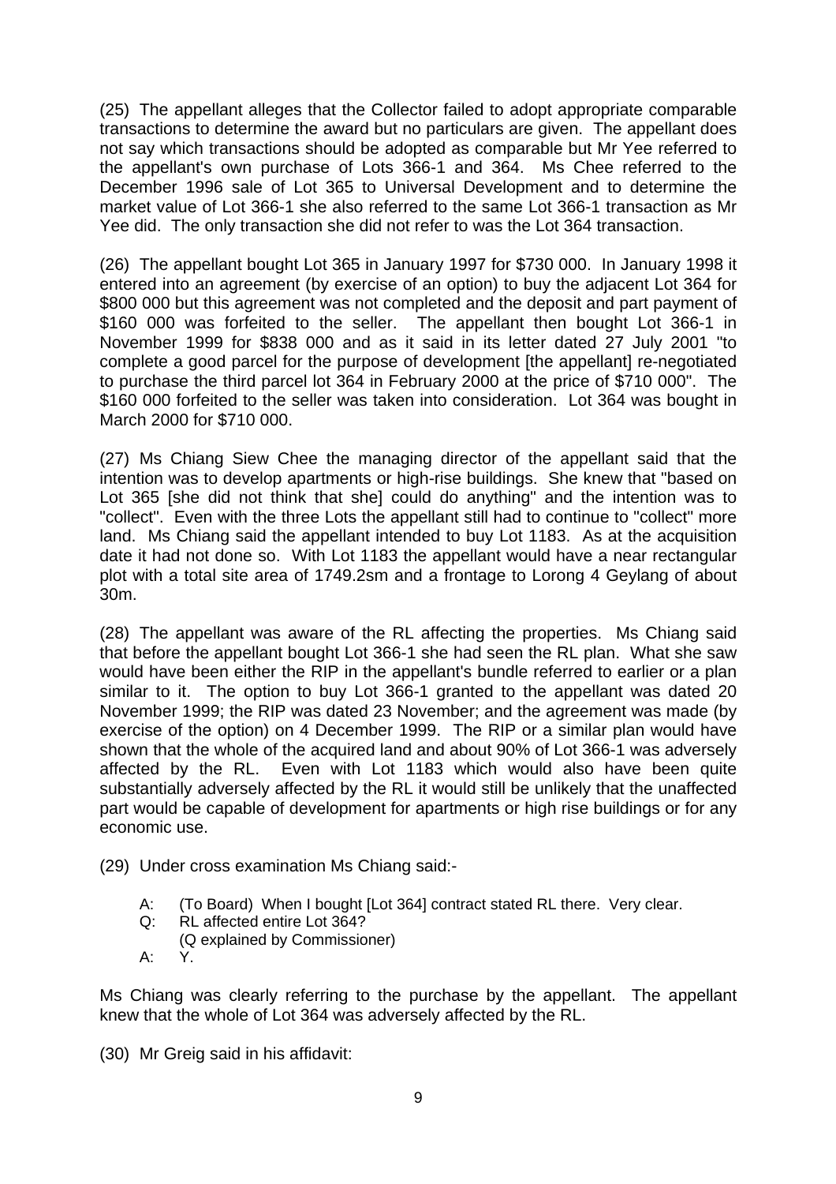(25) The appellant alleges that the Collector failed to adopt appropriate comparable transactions to determine the award but no particulars are given. The appellant does not say which transactions should be adopted as comparable but Mr Yee referred to the appellant's own purchase of Lots 366-1 and 364. Ms Chee referred to the December 1996 sale of Lot 365 to Universal Development and to determine the market value of Lot 366-1 she also referred to the same Lot 366-1 transaction as Mr Yee did. The only transaction she did not refer to was the Lot 364 transaction.

(26) The appellant bought Lot 365 in January 1997 for $730 000. In January 1998 it entered into an agreement (by exercise of an option) to buy the adjacent Lot 364 for $800 000 but this agreement was not completed and the deposit and part payment of $160 000 was forfeited to the seller. The appellant then bought Lot 366-1 in November 1999 for $838 000 and as it said in its letter dated 27 July 2001 "to complete a good parcel for the purpose of development [the appellant] re-negotiated to purchase the third parcel lot 364 in February 2000 at the price of $710 000". The $160 000 forfeited to the seller was taken into consideration. Lot 364 was bought in March 2000 for $710 000.

(27) Ms Chiang Siew Chee the managing director of the appellant said that the intention was to develop apartments or high-rise buildings. She knew that "based on Lot 365 [she did not think that she] could do anything" and the intention was to "collect". Even with the three Lots the appellant still had to continue to "collect" more land. Ms Chiang said the appellant intended to buy Lot 1183. As at the acquisition date it had not done so. With Lot 1183 the appellant would have a near rectangular plot with a total site area of 1749.2sm and a frontage to Lorong 4 Geylang of about 30m.

(28) The appellant was aware of the RL affecting the properties. Ms Chiang said that before the appellant bought Lot 366-1 she had seen the RL plan. What she saw would have been either the RIP in the appellant's bundle referred to earlier or a plan similar to it. The option to buy Lot 366-1 granted to the appellant was dated 20 November 1999; the RIP was dated 23 November; and the agreement was made (by exercise of the option) on 4 December 1999. The RIP or a similar plan would have shown that the whole of the acquired land and about 90% of Lot 366-1 was adversely affected by the RL. Even with Lot 1183 which would also have been quite substantially adversely affected by the RL it would still be unlikely that the unaffected part would be capable of development for apartments or high rise buildings or for any economic use.

(29) Under cross examination Ms Chiang said:-

> A: (To Board) When I bought [Lot 364] contract stated RL there. Very clear.
> Q: RL affected entire Lot 364?
> (Q explained by Commissioner)
> A: Y.

Ms Chiang was clearly referring to the purchase by the appellant. The appellant knew that the whole of Lot 364 was adversely affected by the RL.

(30) Mr Greig said in his affidavit: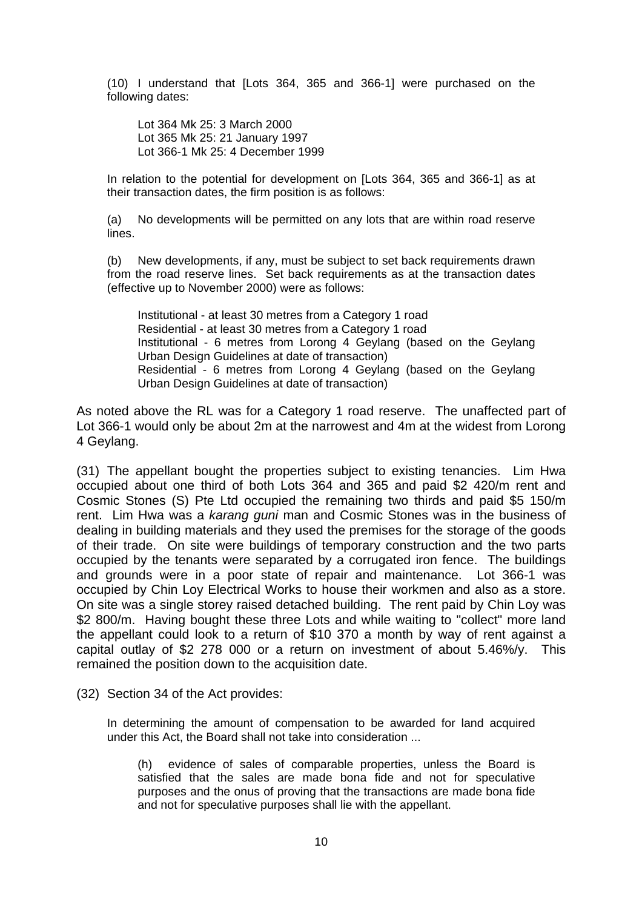> (10) I understand that [Lots 364, 365 and 366-1] were purchased on the following dates:
>
> > Lot 364 Mk 25: 3 March 2000
> > Lot 365 Mk 25: 21 January 1997
> > Lot 366-1 Mk 25: 4 December 1999
>
> In relation to the potential for development on [Lots 364, 365 and 366-1] as at their transaction dates, the firm position is as follows:
>
> (a) No developments will be permitted on any lots that are within road reserve lines.
>
> (b) New developments, if any, must be subject to set back requirements drawn from the road reserve lines. Set back requirements as at the transaction dates (effective up to November 2000) were as follows:
>
> > Institutional - at least 30 metres from a Category 1 road
> > Residential - at least 30 metres from a Category 1 road
> > Institutional - 6 metres from Lorong 4 Geylang (based on the Geylang Urban Design Guidelines at date of transaction)
> > Residential - 6 metres from Lorong 4 Geylang (based on the Geylang Urban Design Guidelines at date of transaction)

As noted above the RL was for a Category 1 road reserve. The unaffected part of Lot 366-1 would only be about 2m at the narrowest and 4m at the widest from Lorong 4 Geylang.

(31) The appellant bought the properties subject to existing tenancies. Lim Hwa occupied about one third of both Lots 364 and 365 and paid $2 420/m rent and Cosmic Stones (S) Pte Ltd occupied the remaining two thirds and paid $5 150/m rent. Lim Hwa was a *karang guni* man and Cosmic Stones was in the business of dealing in building materials and they used the premises for the storage of the goods of their trade. On site were buildings of temporary construction and the two parts occupied by the tenants were separated by a corrugated iron fence. The buildings and grounds were in a poor state of repair and maintenance. Lot 366-1 was occupied by Chin Loy Electrical Works to house their workmen and also as a store. On site was a single storey raised detached building. The rent paid by Chin Loy was $2 800/m. Having bought these three Lots and while waiting to "collect" more land the appellant could look to a return of $10 370 a month by way of rent against a capital outlay of $2 278 000 or a return on investment of about 5.46%/y. This remained the position down to the acquisition date.

(32) Section 34 of the Act provides:

> In determining the amount of compensation to be awarded for land acquired under this Act, the Board shall not take into consideration ...
>
> > (h) evidence of sales of comparable properties, unless the Board is satisfied that the sales are made bona fide and not for speculative purposes and the onus of proving that the transactions are made bona fide and not for speculative purposes shall lie with the appellant.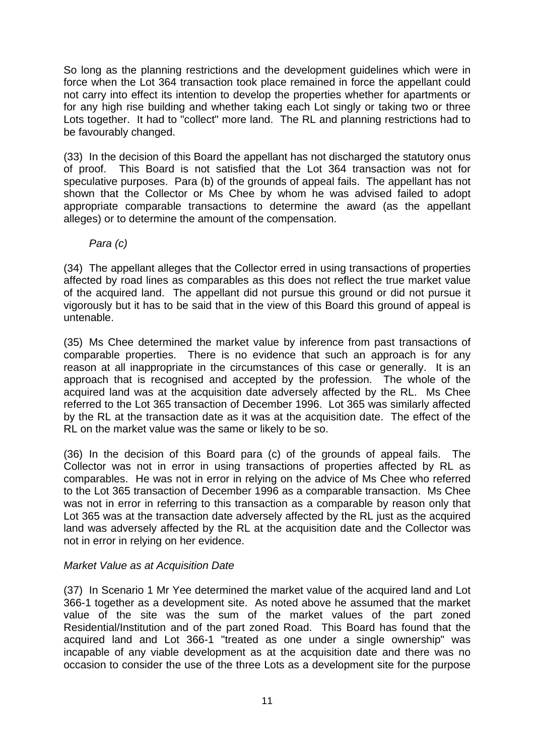So long as the planning restrictions and the development guidelines which were in force when the Lot 364 transaction took place remained in force the appellant could not carry into effect its intention to develop the properties whether for apartments or for any high rise building and whether taking each Lot singly or taking two or three Lots together. It had to "collect" more land. The RL and planning restrictions had to be favourably changed.

(33) In the decision of this Board the appellant has not discharged the statutory onus of proof. This Board is not satisfied that the Lot 364 transaction was not for speculative purposes. Para (b) of the grounds of appeal fails. The appellant has not shown that the Collector or Ms Chee by whom he was advised failed to adopt appropriate comparable transactions to determine the award (as the appellant alleges) or to determine the amount of the compensation.

*Para (c)*

(34) The appellant alleges that the Collector erred in using transactions of properties affected by road lines as comparables as this does not reflect the true market value of the acquired land. The appellant did not pursue this ground or did not pursue it vigorously but it has to be said that in the view of this Board this ground of appeal is untenable.

(35) Ms Chee determined the market value by inference from past transactions of comparable properties. There is no evidence that such an approach is for any reason at all inappropriate in the circumstances of this case or generally. It is an approach that is recognised and accepted by the profession. The whole of the acquired land was at the acquisition date adversely affected by the RL. Ms Chee referred to the Lot 365 transaction of December 1996. Lot 365 was similarly affected by the RL at the transaction date as it was at the acquisition date. The effect of the RL on the market value was the same or likely to be so.

(36) In the decision of this Board para (c) of the grounds of appeal fails. The Collector was not in error in using transactions of properties affected by RL as comparables. He was not in error in relying on the advice of Ms Chee who referred to the Lot 365 transaction of December 1996 as a comparable transaction. Ms Chee was not in error in referring to this transaction as a comparable by reason only that Lot 365 was at the transaction date adversely affected by the RL just as the acquired land was adversely affected by the RL at the acquisition date and the Collector was not in error in relying on her evidence.

*Market Value as at Acquisition Date*

(37) In Scenario 1 Mr Yee determined the market value of the acquired land and Lot 366-1 together as a development site. As noted above he assumed that the market value of the site was the sum of the market values of the part zoned Residential/Institution and of the part zoned Road. This Board has found that the acquired land and Lot 366-1 "treated as one under a single ownership" was incapable of any viable development as at the acquisition date and there was no occasion to consider the use of the three Lots as a development site for the purpose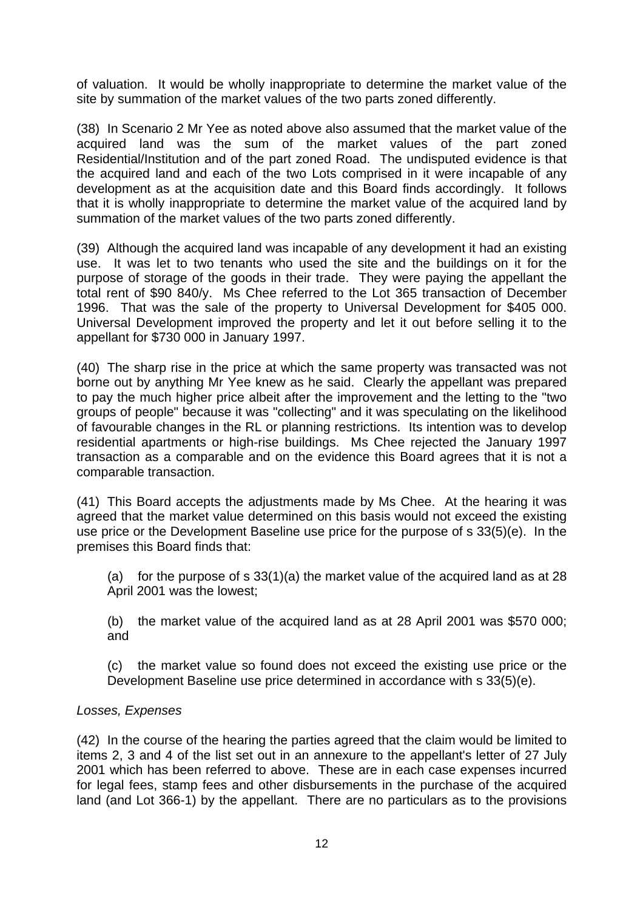of valuation. It would be wholly inappropriate to determine the market value of the site by summation of the market values of the two parts zoned differently.

(38) In Scenario 2 Mr Yee as noted above also assumed that the market value of the acquired land was the sum of the market values of the part zoned Residential/Institution and of the part zoned Road. The undisputed evidence is that the acquired land and each of the two Lots comprised in it were incapable of any development as at the acquisition date and this Board finds accordingly. It follows that it is wholly inappropriate to determine the market value of the acquired land by summation of the market values of the two parts zoned differently.

(39) Although the acquired land was incapable of any development it had an existing use. It was let to two tenants who used the site and the buildings on it for the purpose of storage of the goods in their trade. They were paying the appellant the total rent of $90 840/y. Ms Chee referred to the Lot 365 transaction of December 1996. That was the sale of the property to Universal Development for $405 000. Universal Development improved the property and let it out before selling it to the appellant for $730 000 in January 1997.

(40) The sharp rise in the price at which the same property was transacted was not borne out by anything Mr Yee knew as he said. Clearly the appellant was prepared to pay the much higher price albeit after the improvement and the letting to the "two groups of people" because it was "collecting" and it was speculating on the likelihood of favourable changes in the RL or planning restrictions. Its intention was to develop residential apartments or high-rise buildings. Ms Chee rejected the January 1997 transaction as a comparable and on the evidence this Board agrees that it is not a comparable transaction.

(41) This Board accepts the adjustments made by Ms Chee. At the hearing it was agreed that the market value determined on this basis would not exceed the existing use price or the Development Baseline use price for the purpose of s 33(5)(e). In the premises this Board finds that:

(a) for the purpose of s 33(1)(a) the market value of the acquired land as at 28 April 2001 was the lowest;

(b) the market value of the acquired land as at 28 April 2001 was $570 000; and

(c) the market value so found does not exceed the existing use price or the Development Baseline use price determined in accordance with s 33(5)(e).

*Losses, Expenses*

(42) In the course of the hearing the parties agreed that the claim would be limited to items 2, 3 and 4 of the list set out in an annexure to the appellant's letter of 27 July 2001 which has been referred to above. These are in each case expenses incurred for legal fees, stamp fees and other disbursements in the purchase of the acquired land (and Lot 366-1) by the appellant. There are no particulars as to the provisions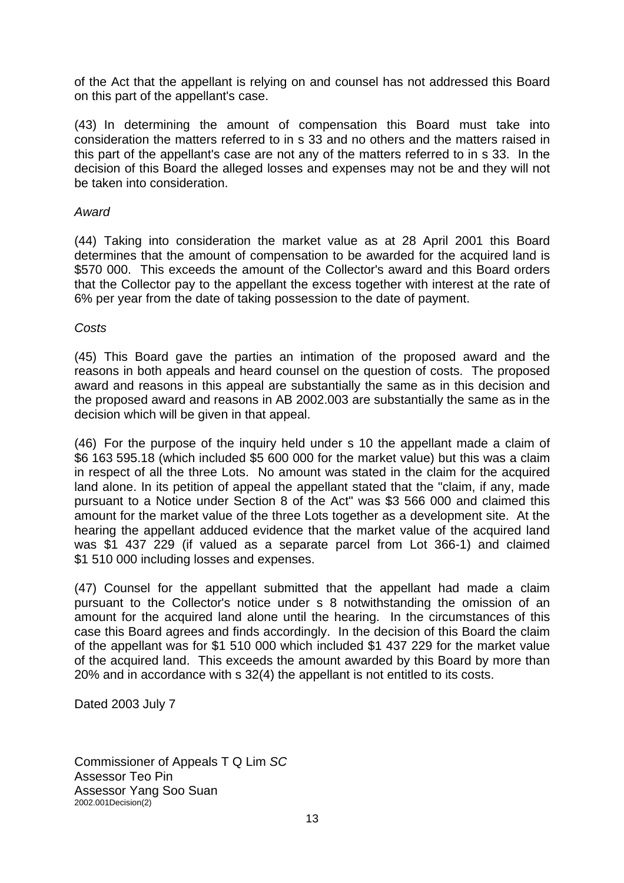of the Act that the appellant is relying on and counsel has not addressed this Board on this part of the appellant's case.

(43) In determining the amount of compensation this Board must take into consideration the matters referred to in s 33 and no others and the matters raised in this part of the appellant's case are not any of the matters referred to in s 33. In the decision of this Board the alleged losses and expenses may not be and they will not be taken into consideration.

*Award*

(44) Taking into consideration the market value as at 28 April 2001 this Board determines that the amount of compensation to be awarded for the acquired land is $570 000. This exceeds the amount of the Collector's award and this Board orders that the Collector pay to the appellant the excess together with interest at the rate of 6% per year from the date of taking possession to the date of payment.

*Costs*

(45) This Board gave the parties an intimation of the proposed award and the reasons in both appeals and heard counsel on the question of costs. The proposed award and reasons in this appeal are substantially the same as in this decision and the proposed award and reasons in AB 2002.003 are substantially the same as in the decision which will be given in that appeal.

(46) For the purpose of the inquiry held under s 10 the appellant made a claim of $6 163 595.18 (which included $5 600 000 for the market value) but this was a claim in respect of all the three Lots. No amount was stated in the claim for the acquired land alone. In its petition of appeal the appellant stated that the "claim, if any, made pursuant to a Notice under Section 8 of the Act" was $3 566 000 and claimed this amount for the market value of the three Lots together as a development site. At the hearing the appellant adduced evidence that the market value of the acquired land was $1 437 229 (if valued as a separate parcel from Lot 366-1) and claimed $1 510 000 including losses and expenses.

(47) Counsel for the appellant submitted that the appellant had made a claim pursuant to the Collector's notice under s 8 notwithstanding the omission of an amount for the acquired land alone until the hearing. In the circumstances of this case this Board agrees and finds accordingly. In the decision of this Board the claim of the appellant was for $1 510 000 which included $1 437 229 for the market value of the acquired land. This exceeds the amount awarded by this Board by more than 20% and in accordance with s 32(4) the appellant is not entitled to its costs.

Dated 2003 July 7

Commissioner of Appeals T Q Lim *SC*
Assessor Teo Pin
Assessor Yang Soo Suan
2002.001Decision(2)